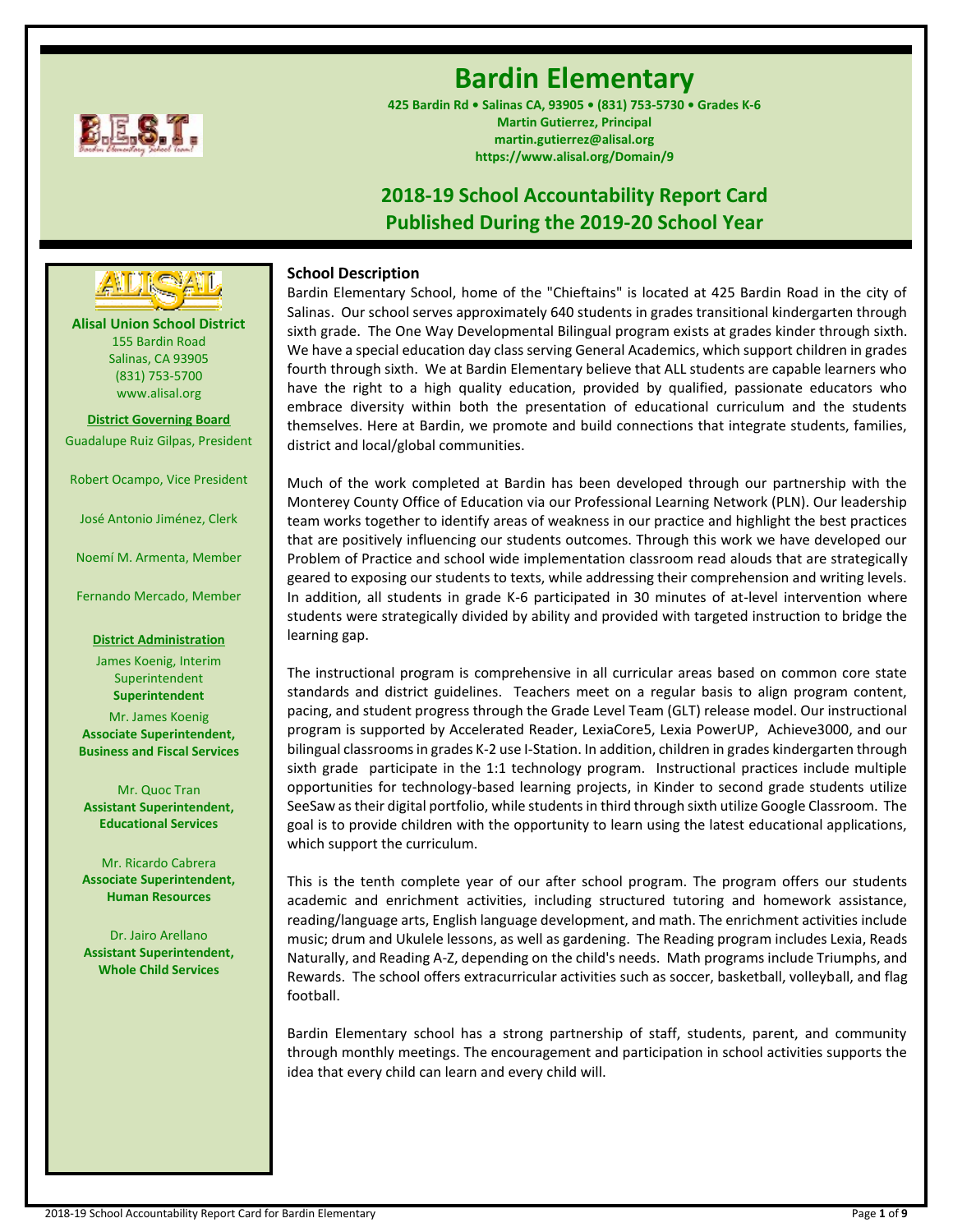# Bardin Elementary

**425 Bardin Rd • Salinas CA, 93905 • (831) 753-5730 • Grades K-6**
**Martin Gutierrez, Principal**
**martin.gutierrez@alisal.org**
**https://www.alisal.org/Domain/9**

## 2018-19 School Accountability Report Card
## Published During the 2019-20 School Year

**Alisal Union School District**
155 Bardin Road
Salinas, CA 93905
(831) 753-5700
www.alisal.org

**District Governing Board**

Guadalupe Ruiz Gilpas, President

Robert Ocampo, Vice President

José Antonio Jiménez, Clerk

Noemí M. Armenta, Member

Fernando Mercado, Member

**District Administration**

James Koenig, Interim Superintendent
**Superintendent**

Mr. James Koenig
**Associate Superintendent, Business and Fiscal Services**

Mr. Quoc Tran
**Assistant Superintendent, Educational Services**

Mr. Ricardo Cabrera
**Associate Superintendent, Human Resources**

Dr. Jairo Arellano
**Assistant Superintendent, Whole Child Services**

### School Description

Bardin Elementary School, home of the "Chieftains" is located at 425 Bardin Road in the city of Salinas. Our school serves approximately 640 students in grades transitional kindergarten through sixth grade. The One Way Developmental Bilingual program exists at grades kinder through sixth. We have a special education day class serving General Academics, which support children in grades fourth through sixth. We at Bardin Elementary believe that ALL students are capable learners who have the right to a high quality education, provided by qualified, passionate educators who embrace diversity within both the presentation of educational curriculum and the students themselves. Here at Bardin, we promote and build connections that integrate students, families, district and local/global communities.

Much of the work completed at Bardin has been developed through our partnership with the Monterey County Office of Education via our Professional Learning Network (PLN). Our leadership team works together to identify areas of weakness in our practice and highlight the best practices that are positively influencing our students outcomes. Through this work we have developed our Problem of Practice and school wide implementation classroom read alouds that are strategically geared to exposing our students to texts, while addressing their comprehension and writing levels. In addition, all students in grade K-6 participated in 30 minutes of at-level intervention where students were strategically divided by ability and provided with targeted instruction to bridge the learning gap.

The instructional program is comprehensive in all curricular areas based on common core state standards and district guidelines. Teachers meet on a regular basis to align program content, pacing, and student progress through the Grade Level Team (GLT) release model. Our instructional program is supported by Accelerated Reader, LexiaCore5, Lexia PowerUP, Achieve3000, and our bilingual classrooms in grades K-2 use I-Station. In addition, children in grades kindergarten through sixth grade participate in the 1:1 technology program. Instructional practices include multiple opportunities for technology-based learning projects, in Kinder to second grade students utilize SeeSaw as their digital portfolio, while students in third through sixth utilize Google Classroom. The goal is to provide children with the opportunity to learn using the latest educational applications, which support the curriculum.

This is the tenth complete year of our after school program. The program offers our students academic and enrichment activities, including structured tutoring and homework assistance, reading/language arts, English language development, and math. The enrichment activities include music; drum and Ukulele lessons, as well as gardening. The Reading program includes Lexia, Reads Naturally, and Reading A-Z, depending on the child's needs. Math programs include Triumphs, and Rewards. The school offers extracurricular activities such as soccer, basketball, volleyball, and flag football.

Bardin Elementary school has a strong partnership of staff, students, parent, and community through monthly meetings. The encouragement and participation in school activities supports the idea that every child can learn and every child will.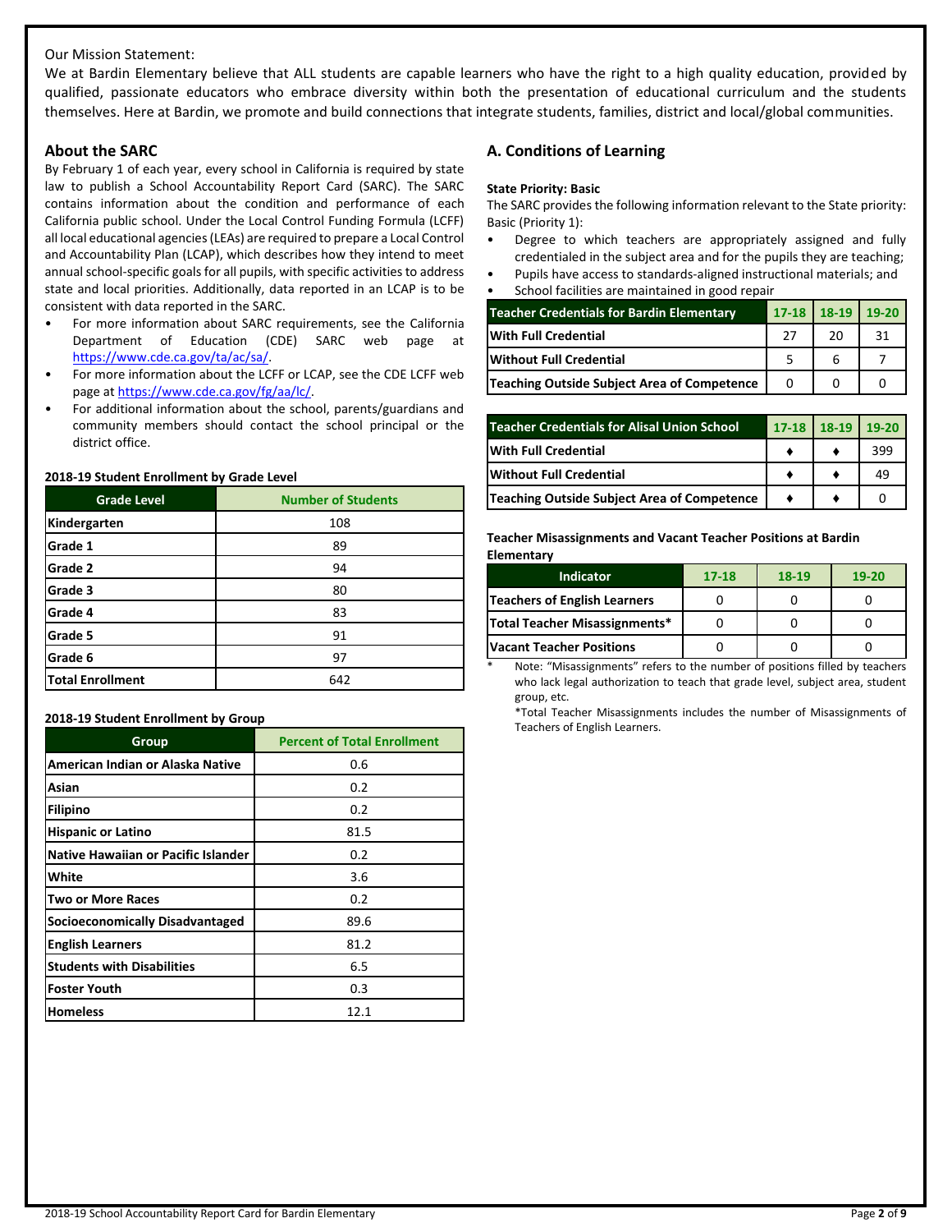Our Mission Statement:

We at Bardin Elementary believe that ALL students are capable learners who have the right to a high quality education, provided by qualified, passionate educators who embrace diversity within both the presentation of educational curriculum and the students themselves. Here at Bardin, we promote and build connections that integrate students, families, district and local/global communities.

## About the SARC

By February 1 of each year, every school in California is required by state law to publish a School Accountability Report Card (SARC). The SARC contains information about the condition and performance of each California public school. Under the Local Control Funding Formula (LCFF) all local educational agencies (LEAs) are required to prepare a Local Control and Accountability Plan (LCAP), which describes how they intend to meet annual school-specific goals for all pupils, with specific activities to address state and local priorities. Additionally, data reported in an LCAP is to be consistent with data reported in the SARC.

- For more information about SARC requirements, see the California Department of Education (CDE) SARC web page at https://www.cde.ca.gov/ta/ac/sa/.
- For more information about the LCFF or LCAP, see the CDE LCFF web page at https://www.cde.ca.gov/fg/aa/lc/.
- For additional information about the school, parents/guardians and community members should contact the school principal or the district office.

**2018-19 Student Enrollment by Grade Level**

| Grade Level | Number of Students |
|---|---|
| Kindergarten | 108 |
| Grade 1 | 89 |
| Grade 2 | 94 |
| Grade 3 | 80 |
| Grade 4 | 83 |
| Grade 5 | 91 |
| Grade 6 | 97 |
| Total Enrollment | 642 |

**2018-19 Student Enrollment by Group**

| Group | Percent of Total Enrollment |
|---|---|
| American Indian or Alaska Native | 0.6 |
| Asian | 0.2 |
| Filipino | 0.2 |
| Hispanic or Latino | 81.5 |
| Native Hawaiian or Pacific Islander | 0.2 |
| White | 3.6 |
| Two or More Races | 0.2 |
| Socioeconomically Disadvantaged | 89.6 |
| English Learners | 81.2 |
| Students with Disabilities | 6.5 |
| Foster Youth | 0.3 |
| Homeless | 12.1 |

## A. Conditions of Learning

**State Priority: Basic**

The SARC provides the following information relevant to the State priority: Basic (Priority 1):

- Degree to which teachers are appropriately assigned and fully credentialed in the subject area and for the pupils they are teaching;
- Pupils have access to standards-aligned instructional materials; and
- School facilities are maintained in good repair

| Teacher Credentials for Bardin Elementary | 17-18 | 18-19 | 19-20 |
|---|---|---|---|
| With Full Credential | 27 | 20 | 31 |
| Without Full Credential | 5 | 6 | 7 |
| Teaching Outside Subject Area of Competence | 0 | 0 | 0 |

| Teacher Credentials for Alisal Union School | 17-18 | 18-19 | 19-20 |
|---|---|---|---|
| With Full Credential | ♦ | ♦ | 399 |
| Without Full Credential | ♦ | ♦ | 49 |
| Teaching Outside Subject Area of Competence | ♦ | ♦ | 0 |

**Teacher Misassignments and Vacant Teacher Positions at Bardin Elementary**

| Indicator | 17-18 | 18-19 | 19-20 |
|---|---|---|---|
| Teachers of English Learners | 0 | 0 | 0 |
| Total Teacher Misassignments* | 0 | 0 | 0 |
| Vacant Teacher Positions | 0 | 0 | 0 |

\* Note: "Misassignments" refers to the number of positions filled by teachers who lack legal authorization to teach that grade level, subject area, student group, etc.

*Total Teacher Misassignments includes the number of Misassignments of Teachers of English Learners.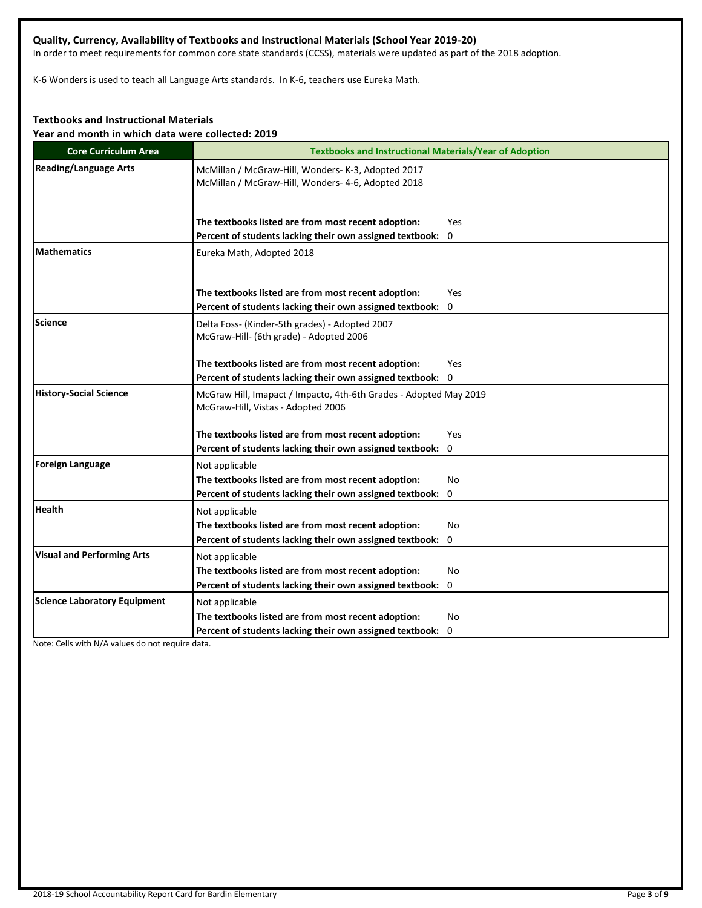### Quality, Currency, Availability of Textbooks and Instructional Materials (School Year 2019-20)

In order to meet requirements for common core state standards (CCSS), materials were updated as part of the 2018 adoption.

K-6 Wonders is used to teach all Language Arts standards. In K-6, teachers use Eureka Math.

### Textbooks and Instructional Materials

**Year and month in which data were collected: 2019**

| Core Curriculum Area | Textbooks and Instructional Materials/Year of Adoption |
|---|---|
| **Reading/Language Arts** | McMillan / McGraw-Hill, Wonders- K-3, Adopted 2017<br>McMillan / McGraw-Hill, Wonders- 4-6, Adopted 2018<br><br>**The textbooks listed are from most recent adoption:** Yes<br>**Percent of students lacking their own assigned textbook:** 0 |
| **Mathematics** | Eureka Math, Adopted 2018<br><br>**The textbooks listed are from most recent adoption:** Yes<br>**Percent of students lacking their own assigned textbook:** 0 |
| **Science** | Delta Foss- (Kinder-5th grades) - Adopted 2007<br>McGraw-Hill- (6th grade) - Adopted 2006<br><br>**The textbooks listed are from most recent adoption:** Yes<br>**Percent of students lacking their own assigned textbook:** 0 |
| **History-Social Science** | McGraw Hill, Imapact / Impacto, 4th-6th Grades - Adopted May 2019<br>McGraw-Hill, Vistas - Adopted 2006<br><br>**The textbooks listed are from most recent adoption:** Yes<br>**Percent of students lacking their own assigned textbook:** 0 |
| **Foreign Language** | Not applicable<br>**The textbooks listed are from most recent adoption:** No<br>**Percent of students lacking their own assigned textbook:** 0 |
| **Health** | Not applicable<br>**The textbooks listed are from most recent adoption:** No<br>**Percent of students lacking their own assigned textbook:** 0 |
| **Visual and Performing Arts** | Not applicable<br>**The textbooks listed are from most recent adoption:** No<br>**Percent of students lacking their own assigned textbook:** 0 |
| **Science Laboratory Equipment** | Not applicable<br>**The textbooks listed are from most recent adoption:** No<br>**Percent of students lacking their own assigned textbook:** 0 |

Note: Cells with N/A values do not require data.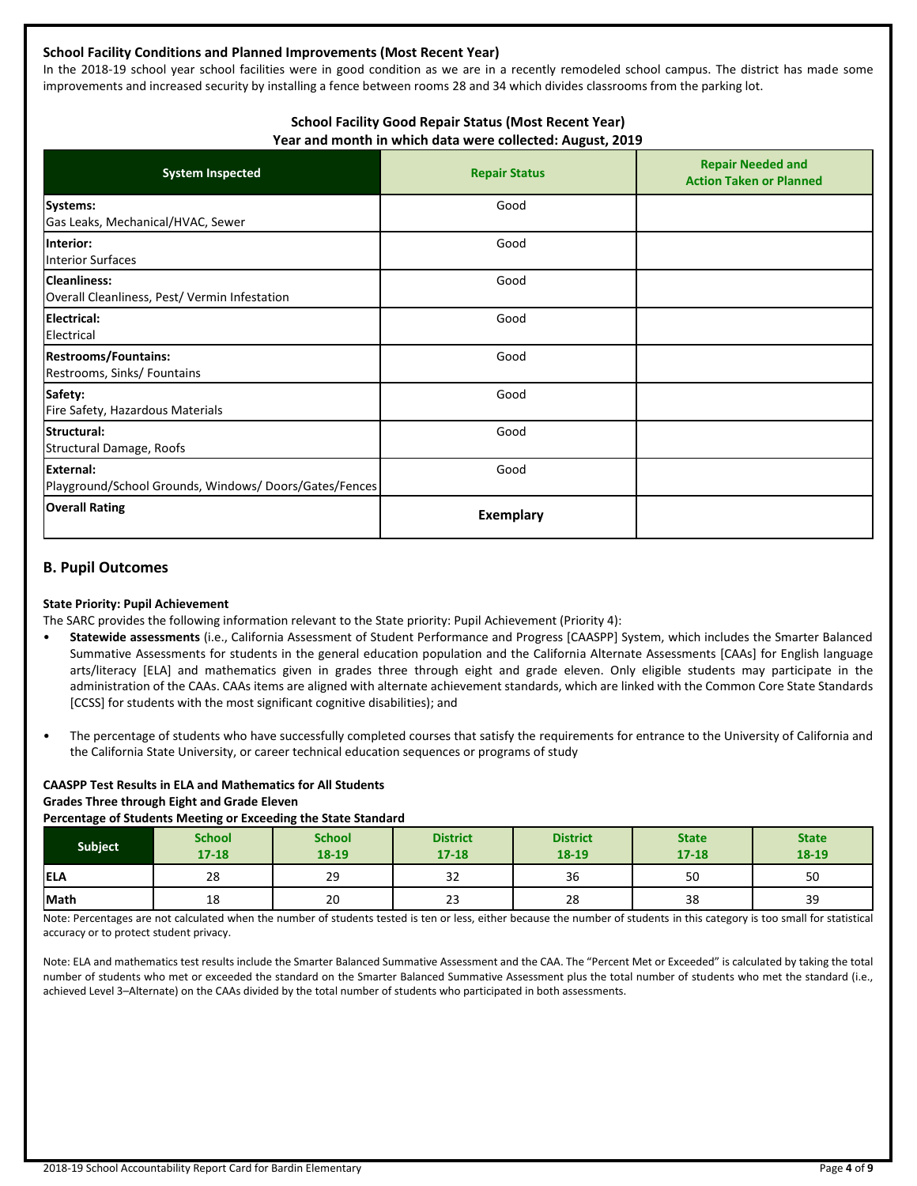### School Facility Conditions and Planned Improvements (Most Recent Year)

In the 2018-19 school year school facilities were in good condition as we are in a recently remodeled school campus. The district has made some improvements and increased security by installing a fence between rooms 28 and 34 which divides classrooms from the parking lot.

**School Facility Good Repair Status (Most Recent Year)**
**Year and month in which data were collected: August, 2019**

| System Inspected | Repair Status | Repair Needed and Action Taken or Planned |
|---|---|---|
| **Systems:** Gas Leaks, Mechanical/HVAC, Sewer | Good | |
| **Interior:** Interior Surfaces | Good | |
| **Cleanliness:** Overall Cleanliness, Pest/ Vermin Infestation | Good | |
| **Electrical:** Electrical | Good | |
| **Restrooms/Fountains:** Restrooms, Sinks/ Fountains | Good | |
| **Safety:** Fire Safety, Hazardous Materials | Good | |
| **Structural:** Structural Damage, Roofs | Good | |
| **External:** Playground/School Grounds, Windows/ Doors/Gates/Fences | Good | |
| **Overall Rating** | **Exemplary** | |

## B. Pupil Outcomes

**State Priority: Pupil Achievement**

The SARC provides the following information relevant to the State priority: Pupil Achievement (Priority 4):

- **Statewide assessments** (i.e., California Assessment of Student Performance and Progress [CAASPP] System, which includes the Smarter Balanced Summative Assessments for students in the general education population and the California Alternate Assessments [CAAs] for English language arts/literacy [ELA] and mathematics given in grades three through eight and grade eleven. Only eligible students may participate in the administration of the CAAs. CAAs items are aligned with alternate achievement standards, which are linked with the Common Core State Standards [CCSS] for students with the most significant cognitive disabilities); and
- The percentage of students who have successfully completed courses that satisfy the requirements for entrance to the University of California and the California State University, or career technical education sequences or programs of study

**CAASPP Test Results in ELA and Mathematics for All Students**
**Grades Three through Eight and Grade Eleven**
**Percentage of Students Meeting or Exceeding the State Standard**

| Subject | School 17-18 | School 18-19 | District 17-18 | District 18-19 | State 17-18 | State 18-19 |
|---|---|---|---|---|---|---|
| **ELA** | 28 | 29 | 32 | 36 | 50 | 50 |
| **Math** | 18 | 20 | 23 | 28 | 38 | 39 |

Note: Percentages are not calculated when the number of students tested is ten or less, either because the number of students in this category is too small for statistical accuracy or to protect student privacy.

Note: ELA and mathematics test results include the Smarter Balanced Summative Assessment and the CAA. The "Percent Met or Exceeded" is calculated by taking the total number of students who met or exceeded the standard on the Smarter Balanced Summative Assessment plus the total number of students who met the standard (i.e., achieved Level 3–Alternate) on the CAAs divided by the total number of students who participated in both assessments.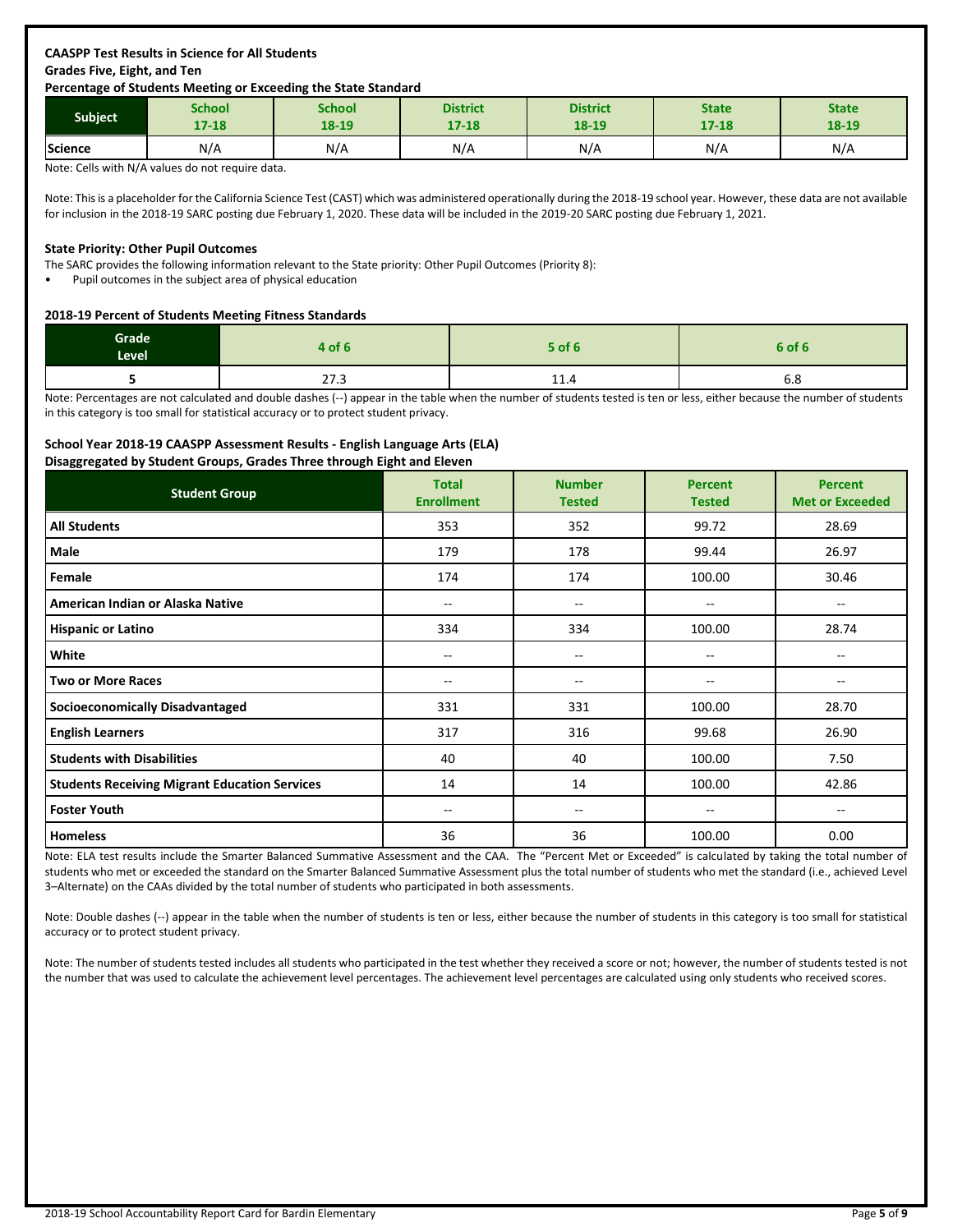**CAASPP Test Results in Science for All Students**
**Grades Five, Eight, and Ten**
**Percentage of Students Meeting or Exceeding the State Standard**

| Subject | School 17-18 | School 18-19 | District 17-18 | District 18-19 | State 17-18 | State 18-19 |
|---|---|---|---|---|---|---|
| Science | N/A | N/A | N/A | N/A | N/A | N/A |

Note: Cells with N/A values do not require data.

Note: This is a placeholder for the California Science Test (CAST) which was administered operationally during the 2018-19 school year. However, these data are not available for inclusion in the 2018-19 SARC posting due February 1, 2020. These data will be included in the 2019-20 SARC posting due February 1, 2021.

**State Priority: Other Pupil Outcomes**

The SARC provides the following information relevant to the State priority: Other Pupil Outcomes (Priority 8):

- Pupil outcomes in the subject area of physical education

**2018-19 Percent of Students Meeting Fitness Standards**

| Grade Level | 4 of 6 | 5 of 6 | 6 of 6 |
|---|---|---|---|
| 5 | 27.3 | 11.4 | 6.8 |

Note: Percentages are not calculated and double dashes (--) appear in the table when the number of students tested is ten or less, either because the number of students in this category is too small for statistical accuracy or to protect student privacy.

**School Year 2018-19 CAASPP Assessment Results - English Language Arts (ELA)**
**Disaggregated by Student Groups, Grades Three through Eight and Eleven**

| Student Group | Total Enrollment | Number Tested | Percent Tested | Percent Met or Exceeded |
|---|---|---|---|---|
| All Students | 353 | 352 | 99.72 | 28.69 |
| Male | 179 | 178 | 99.44 | 26.97 |
| Female | 174 | 174 | 100.00 | 30.46 |
| American Indian or Alaska Native | -- | -- | -- | -- |
| Hispanic or Latino | 334 | 334 | 100.00 | 28.74 |
| White | -- | -- | -- | -- |
| Two or More Races | -- | -- | -- | -- |
| Socioeconomically Disadvantaged | 331 | 331 | 100.00 | 28.70 |
| English Learners | 317 | 316 | 99.68 | 26.90 |
| Students with Disabilities | 40 | 40 | 100.00 | 7.50 |
| Students Receiving Migrant Education Services | 14 | 14 | 100.00 | 42.86 |
| Foster Youth | -- | -- | -- | -- |
| Homeless | 36 | 36 | 100.00 | 0.00 |

Note: ELA test results include the Smarter Balanced Summative Assessment and the CAA. The "Percent Met or Exceeded" is calculated by taking the total number of students who met or exceeded the standard on the Smarter Balanced Summative Assessment plus the total number of students who met the standard (i.e., achieved Level 3–Alternate) on the CAAs divided by the total number of students who participated in both assessments.

Note: Double dashes (--) appear in the table when the number of students is ten or less, either because the number of students in this category is too small for statistical accuracy or to protect student privacy.

Note: The number of students tested includes all students who participated in the test whether they received a score or not; however, the number of students tested is not the number that was used to calculate the achievement level percentages. The achievement level percentages are calculated using only students who received scores.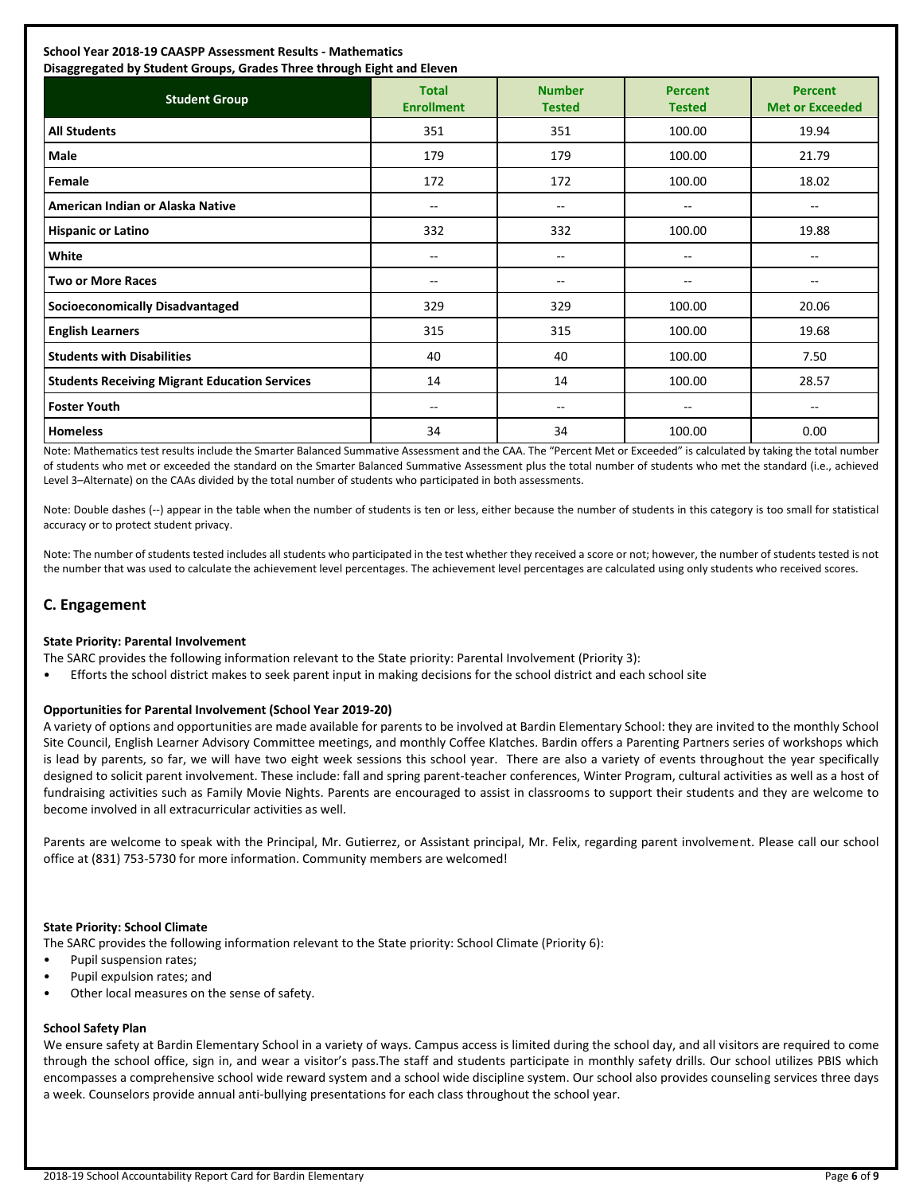**School Year 2018-19 CAASPP Assessment Results - Mathematics**
**Disaggregated by Student Groups, Grades Three through Eight and Eleven**

| Student Group | Total Enrollment | Number Tested | Percent Tested | Percent Met or Exceeded |
|---|---|---|---|---|
| **All Students** | 351 | 351 | 100.00 | 19.94 |
| **Male** | 179 | 179 | 100.00 | 21.79 |
| **Female** | 172 | 172 | 100.00 | 18.02 |
| **American Indian or Alaska Native** | -- | -- | -- | -- |
| **Hispanic or Latino** | 332 | 332 | 100.00 | 19.88 |
| **White** | -- | -- | -- | -- |
| **Two or More Races** | -- | -- | -- | -- |
| **Socioeconomically Disadvantaged** | 329 | 329 | 100.00 | 20.06 |
| **English Learners** | 315 | 315 | 100.00 | 19.68 |
| **Students with Disabilities** | 40 | 40 | 100.00 | 7.50 |
| **Students Receiving Migrant Education Services** | 14 | 14 | 100.00 | 28.57 |
| **Foster Youth** | -- | -- | -- | -- |
| **Homeless** | 34 | 34 | 100.00 | 0.00 |

Note: Mathematics test results include the Smarter Balanced Summative Assessment and the CAA. The "Percent Met or Exceeded" is calculated by taking the total number of students who met or exceeded the standard on the Smarter Balanced Summative Assessment plus the total number of students who met the standard (i.e., achieved Level 3–Alternate) on the CAAs divided by the total number of students who participated in both assessments.

Note: Double dashes (--) appear in the table when the number of students is ten or less, either because the number of students in this category is too small for statistical accuracy or to protect student privacy.

Note: The number of students tested includes all students who participated in the test whether they received a score or not; however, the number of students tested is not the number that was used to calculate the achievement level percentages. The achievement level percentages are calculated using only students who received scores.

## C. Engagement

**State Priority: Parental Involvement**

The SARC provides the following information relevant to the State priority: Parental Involvement (Priority 3):

- Efforts the school district makes to seek parent input in making decisions for the school district and each school site

**Opportunities for Parental Involvement (School Year 2019-20)**

A variety of options and opportunities are made available for parents to be involved at Bardin Elementary School: they are invited to the monthly School Site Council, English Learner Advisory Committee meetings, and monthly Coffee Klatches. Bardin offers a Parenting Partners series of workshops which is lead by parents, so far, we will have two eight week sessions this school year. There are also a variety of events throughout the year specifically designed to solicit parent involvement. These include: fall and spring parent-teacher conferences, Winter Program, cultural activities as well as a host of fundraising activities such as Family Movie Nights. Parents are encouraged to assist in classrooms to support their students and they are welcome to become involved in all extracurricular activities as well.

Parents are welcome to speak with the Principal, Mr. Gutierrez, or Assistant principal, Mr. Felix, regarding parent involvement. Please call our school office at (831) 753-5730 for more information. Community members are welcomed!

**State Priority: School Climate**

The SARC provides the following information relevant to the State priority: School Climate (Priority 6):

- Pupil suspension rates;
- Pupil expulsion rates; and
- Other local measures on the sense of safety.

**School Safety Plan**

We ensure safety at Bardin Elementary School in a variety of ways. Campus access is limited during the school day, and all visitors are required to come through the school office, sign in, and wear a visitor's pass.The staff and students participate in monthly safety drills. Our school utilizes PBIS which encompasses a comprehensive school wide reward system and a school wide discipline system. Our school also provides counseling services three days a week. Counselors provide annual anti-bullying presentations for each class throughout the school year.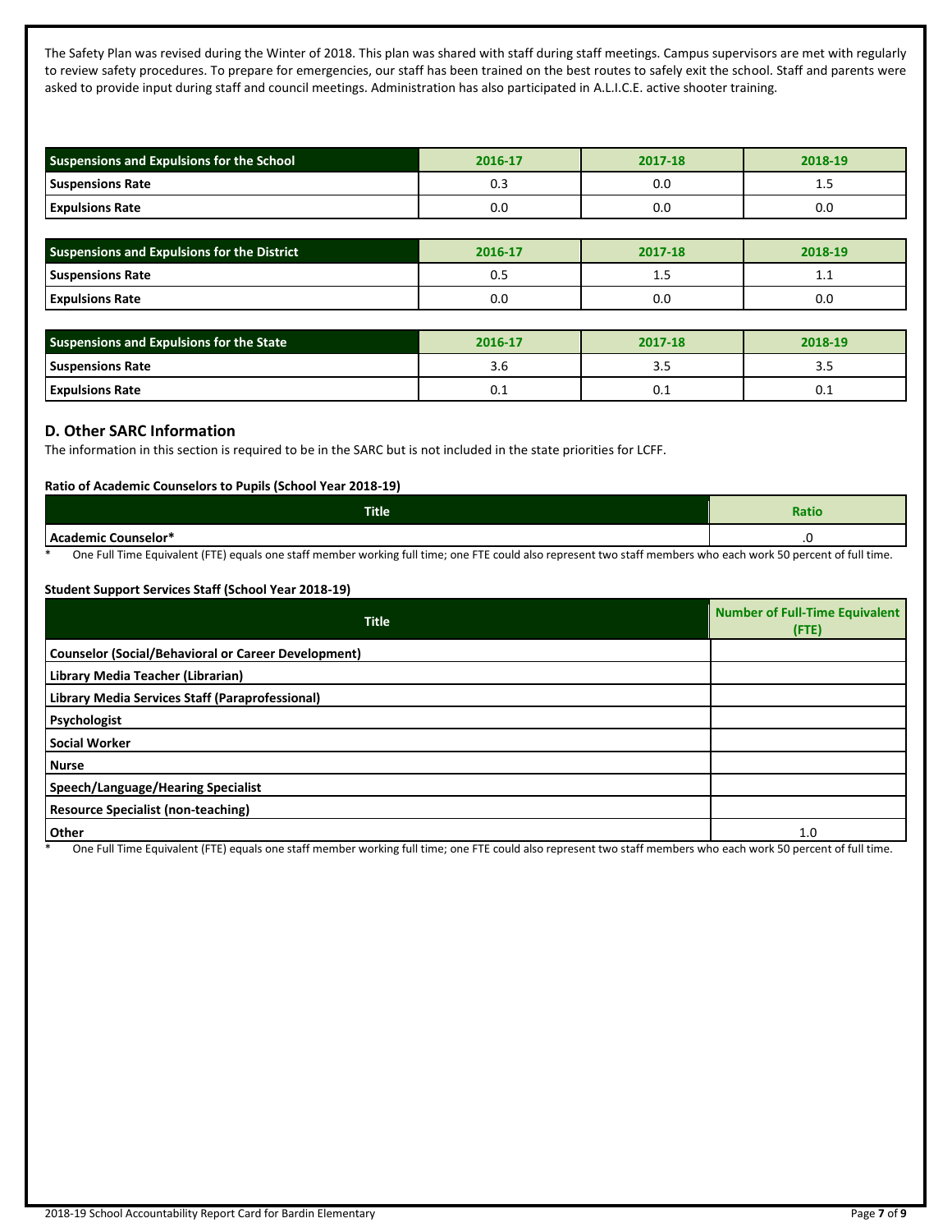The Safety Plan was revised during the Winter of 2018. This plan was shared with staff during staff meetings. Campus supervisors are met with regularly to review safety procedures. To prepare for emergencies, our staff has been trained on the best routes to safely exit the school. Staff and parents were asked to provide input during staff and council meetings. Administration has also participated in A.L.I.C.E. active shooter training.

| Suspensions and Expulsions for the School | 2016-17 | 2017-18 | 2018-19 |
|---|---|---|---|
| Suspensions Rate | 0.3 | 0.0 | 1.5 |
| Expulsions Rate | 0.0 | 0.0 | 0.0 |

| Suspensions and Expulsions for the District | 2016-17 | 2017-18 | 2018-19 |
|---|---|---|---|
| Suspensions Rate | 0.5 | 1.5 | 1.1 |
| Expulsions Rate | 0.0 | 0.0 | 0.0 |

| Suspensions and Expulsions for the State | 2016-17 | 2017-18 | 2018-19 |
|---|---|---|---|
| Suspensions Rate | 3.6 | 3.5 | 3.5 |
| Expulsions Rate | 0.1 | 0.1 | 0.1 |

## D. Other SARC Information

The information in this section is required to be in the SARC but is not included in the state priorities for LCFF.

**Ratio of Academic Counselors to Pupils (School Year 2018-19)**

| Title | Ratio |
|---|---|
| Academic Counselor* | .0 |

\* One Full Time Equivalent (FTE) equals one staff member working full time; one FTE could also represent two staff members who each work 50 percent of full time.

**Student Support Services Staff (School Year 2018-19)**

| Title | Number of Full-Time Equivalent (FTE) |
|---|---|
| Counselor (Social/Behavioral or Career Development) | |
| Library Media Teacher (Librarian) | |
| Library Media Services Staff (Paraprofessional) | |
| Psychologist | |
| Social Worker | |
| Nurse | |
| Speech/Language/Hearing Specialist | |
| Resource Specialist (non-teaching) | |
| Other | 1.0 |

\* One Full Time Equivalent (FTE) equals one staff member working full time; one FTE could also represent two staff members who each work 50 percent of full time.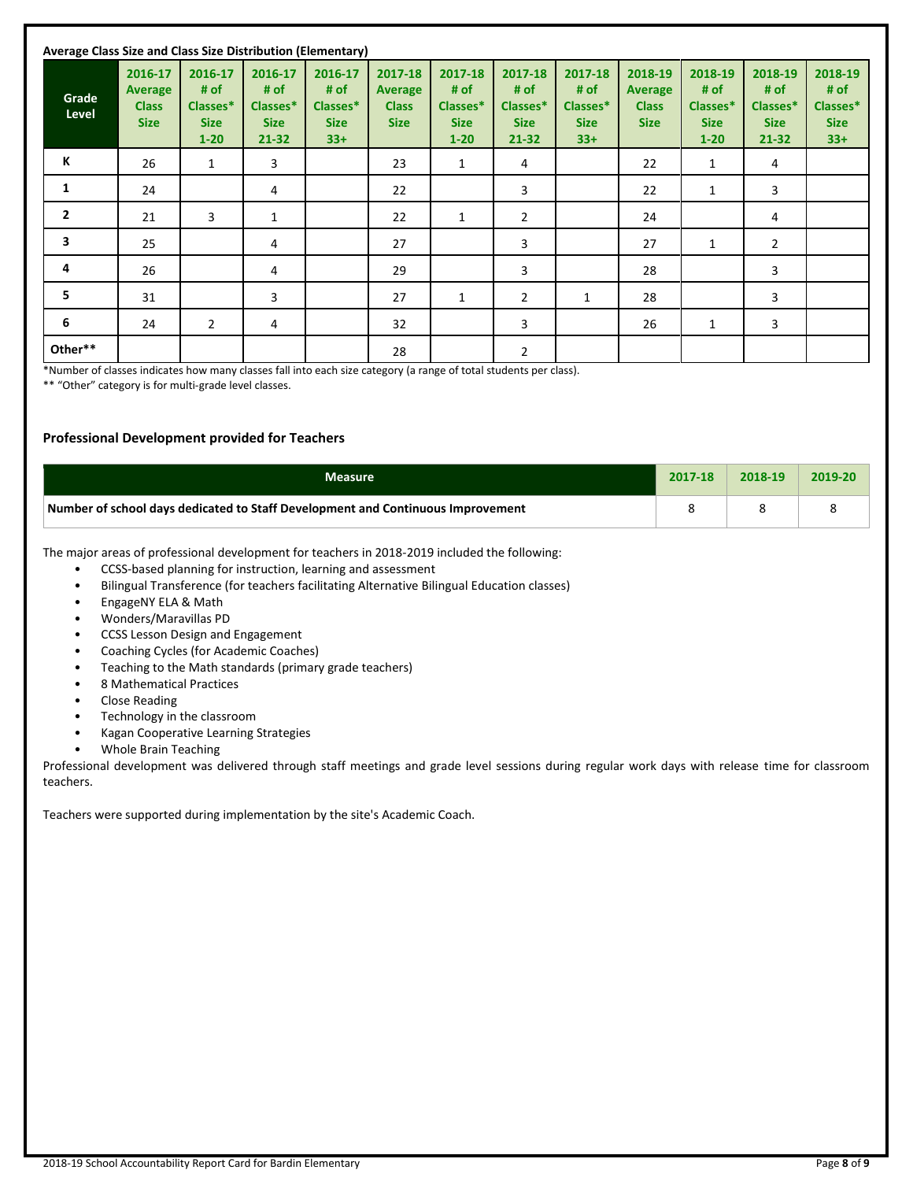**Average Class Size and Class Size Distribution (Elementary)**

| Grade Level | 2016-17 Average Class Size | 2016-17 # of Classes* Size 1-20 | 2016-17 # of Classes* Size 21-32 | 2016-17 # of Classes* Size 33+ | 2017-18 Average Class Size | 2017-18 # of Classes* Size 1-20 | 2017-18 # of Classes* Size 21-32 | 2017-18 # of Classes* Size 33+ | 2018-19 Average Class Size | 2018-19 # of Classes* Size 1-20 | 2018-19 # of Classes* Size 21-32 | 2018-19 # of Classes* Size 33+ |
|---|---|---|---|---|---|---|---|---|---|---|---|---|
| K | 26 | 1 | 3 | | 23 | 1 | 4 | | 22 | 1 | 4 | |
| 1 | 24 | | 4 | | 22 | | 3 | | 22 | 1 | 3 | |
| 2 | 21 | 3 | 1 | | 22 | 1 | 2 | | 24 | | 4 | |
| 3 | 25 | | 4 | | 27 | | 3 | | 27 | 1 | 2 | |
| 4 | 26 | | 4 | | 29 | | 3 | | 28 | | 3 | |
| 5 | 31 | | 3 | | 27 | 1 | 2 | 1 | 28 | | 3 | |
| 6 | 24 | 2 | 4 | | 32 | | 3 | | 26 | 1 | 3 | |
| Other** | | | | | 28 | | 2 | | | | | |

*Number of classes indicates how many classes fall into each size category (a range of total students per class).

** "Other" category is for multi-grade level classes.

### Professional Development provided for Teachers

| Measure | 2017-18 | 2018-19 | 2019-20 |
|---|---|---|---|
| Number of school days dedicated to Staff Development and Continuous Improvement | 8 | 8 | 8 |

The major areas of professional development for teachers in 2018-2019 included the following:

- CCSS-based planning for instruction, learning and assessment
- Bilingual Transference (for teachers facilitating Alternative Bilingual Education classes)
- EngageNY ELA & Math
- Wonders/Maravillas PD
- CCSS Lesson Design and Engagement
- Coaching Cycles (for Academic Coaches)
- Teaching to the Math standards (primary grade teachers)
- 8 Mathematical Practices
- Close Reading
- Technology in the classroom
- Kagan Cooperative Learning Strategies
- Whole Brain Teaching

Professional development was delivered through staff meetings and grade level sessions during regular work days with release time for classroom teachers.

Teachers were supported during implementation by the site's Academic Coach.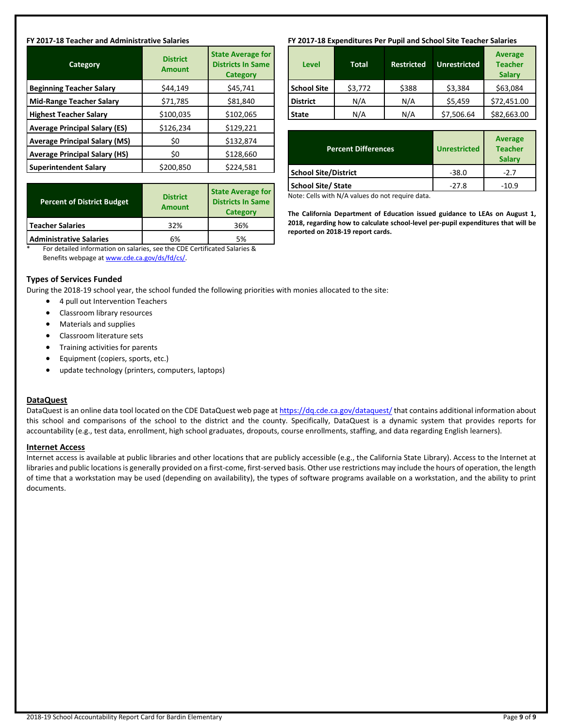**FY 2017-18 Teacher and Administrative Salaries**

| Category | District Amount | State Average for Districts In Same Category |
|---|---|---|
| Beginning Teacher Salary | $44,149 | $45,741 |
| Mid-Range Teacher Salary | $71,785 | $81,840 |
| Highest Teacher Salary | $100,035 | $102,065 |
| Average Principal Salary (ES) | $126,234 | $129,221 |
| Average Principal Salary (MS) | $0 | $132,874 |
| Average Principal Salary (HS) | $0 | $128,660 |
| Superintendent Salary | $200,850 | $224,581 |

| Percent of District Budget | District Amount | State Average for Districts In Same Category |
|---|---|---|
| Teacher Salaries | 32% | 36% |
| Administrative Salaries | 6% | 5% |

* For detailed information on salaries, see the CDE Certificated Salaries & Benefits webpage at www.cde.ca.gov/ds/fd/cs/.

**FY 2017-18 Expenditures Per Pupil and School Site Teacher Salaries**

| Level | Total | Restricted | Unrestricted | Average Teacher Salary |
|---|---|---|---|---|
| School Site | $3,772 | $388 | $3,384 | $63,084 |
| District | N/A | N/A | $5,459 | $72,451.00 |
| State | N/A | N/A | $7,506.64 | $82,663.00 |

| Percent Differences | Unrestricted | Average Teacher Salary |
|---|---|---|
| School Site/District | -38.0 | -2.7 |
| School Site/ State | -27.8 | -10.9 |

Note: Cells with N/A values do not require data.

**The California Department of Education issued guidance to LEAs on August 1, 2018, regarding how to calculate school-level per-pupil expenditures that will be reported on 2018-19 report cards.**

### Types of Services Funded

During the 2018-19 school year, the school funded the following priorities with monies allocated to the site:

- 4 pull out Intervention Teachers
- Classroom library resources
- Materials and supplies
- Classroom literature sets
- Training activities for parents
- Equipment (copiers, sports, etc.)
- update technology (printers, computers, laptops)

### DataQuest

DataQuest is an online data tool located on the CDE DataQuest web page at https://dq.cde.ca.gov/dataquest/ that contains additional information about this school and comparisons of the school to the district and the county. Specifically, DataQuest is a dynamic system that provides reports for accountability (e.g., test data, enrollment, high school graduates, dropouts, course enrollments, staffing, and data regarding English learners).

### Internet Access

Internet access is available at public libraries and other locations that are publicly accessible (e.g., the California State Library). Access to the Internet at libraries and public locations is generally provided on a first-come, first-served basis. Other use restrictions may include the hours of operation, the length of time that a workstation may be used (depending on availability), the types of software programs available on a workstation, and the ability to print documents.